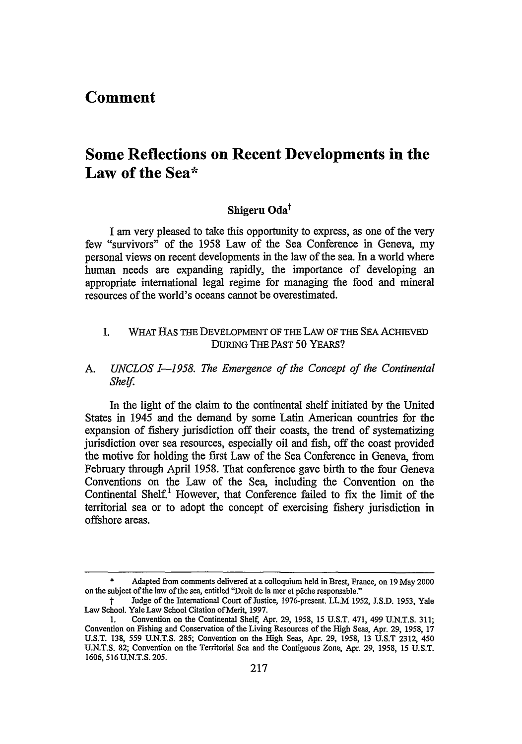# Comment

# Some Reflections on Recent Developments in the Law of the Sea*

**Shigeru Oda†**

I am very pleased to take this opportunity to express, as one of the very few "survivors" of the 1958 Law of the Sea Conference in Geneva, my personal views on recent developments in the law of the sea. In a world where human needs are expanding rapidly, the importance of developing an appropriate international legal regime for managing the food and mineral resources of the world's oceans cannot be overestimated.

## I. What Has the Development of the Law of the Sea Achieved During the Past 50 Years?

### A. *UNCLOS I—1958. The Emergence of the Concept of the Continental Shelf.*

In the light of the claim to the continental shelf initiated by the United States in 1945 and the demand by some Latin American countries for the expansion of fishery jurisdiction off their coasts, the trend of systematizing jurisdiction over sea resources, especially oil and fish, off the coast provided the motive for holding the first Law of the Sea Conference in Geneva, from February through April 1958. That conference gave birth to the four Geneva Conventions on the Law of the Sea, including the Convention on the Continental Shelf.[1] However, that Conference failed to fix the limit of the territorial sea or to adopt the concept of exercising fishery jurisdiction in offshore areas.

---

\* Adapted from comments delivered at a colloquium held in Brest, France, on 19 May 2000 on the subject of the law of the sea, entitled "Droit de la mer et pêche responsable."

† Judge of the International Court of Justice, 1976-present. LL.M 1952, J.S.D. 1953, Yale Law School. Yale Law School Citation of Merit, 1997.

1. Convention on the Continental Shelf, Apr. 29, 1958, 15 U.S.T. 471, 499 U.N.T.S. 311; Convention on Fishing and Conservation of the Living Resources of the High Seas, Apr. 29, 1958, 17 U.S.T. 138, 559 U.N.T.S. 285; Convention on the High Seas, Apr. 29, 1958, 13 U.S.T 2312, 450 U.N.T.S. 82; Convention on the Territorial Sea and the Contiguous Zone, Apr. 29, 1958, 15 U.S.T. 1606, 516 U.N.T.S. 205.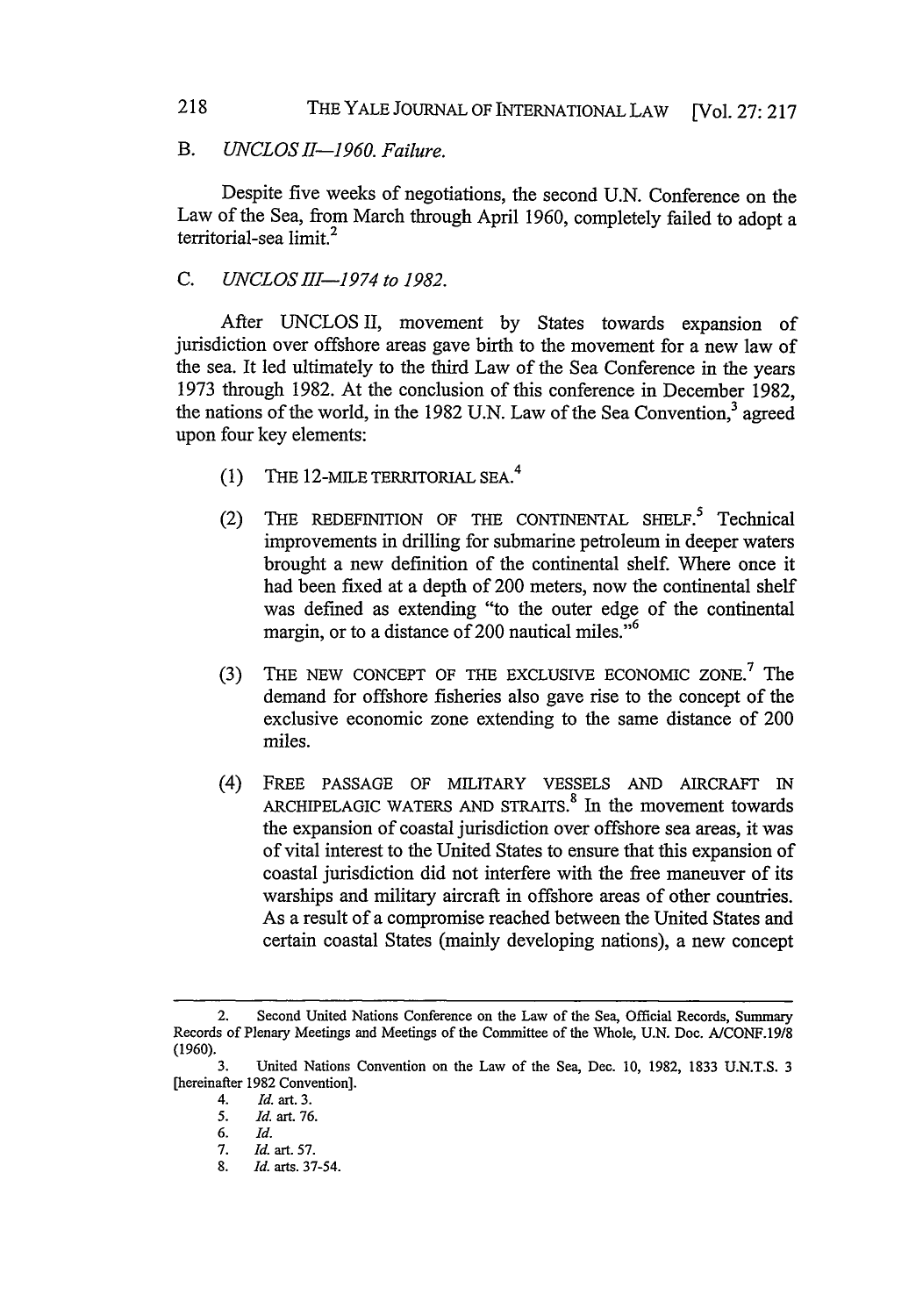### B. *UNCLOS II—1960. Failure.*

Despite five weeks of negotiations, the second U.N. Conference on the Law of the Sea, from March through April 1960, completely failed to adopt a territorial-sea limit.[2]

### C. *UNCLOS III—1974 to 1982.*

After UNCLOS II, movement by States towards expansion of jurisdiction over offshore areas gave birth to the movement for a new law of the sea. It led ultimately to the third Law of the Sea Conference in the years 1973 through 1982. At the conclusion of this conference in December 1982, the nations of the world, in the 1982 U.N. Law of the Sea Convention,[3] agreed upon four key elements:

(1) THE 12-MILE TERRITORIAL SEA.[4]

(2) THE REDEFINITION OF THE CONTINENTAL SHELF.[5] Technical improvements in drilling for submarine petroleum in deeper waters brought a new definition of the continental shelf. Where once it had been fixed at a depth of 200 meters, now the continental shelf was defined as extending "to the outer edge of the continental margin, or to a distance of 200 nautical miles."[6]

(3) THE NEW CONCEPT OF THE EXCLUSIVE ECONOMIC ZONE.[7] The demand for offshore fisheries also gave rise to the concept of the exclusive economic zone extending to the same distance of 200 miles.

(4) FREE PASSAGE OF MILITARY VESSELS AND AIRCRAFT IN ARCHIPELAGIC WATERS AND STRAITS.[8] In the movement towards the expansion of coastal jurisdiction over offshore sea areas, it was of vital interest to the United States to ensure that this expansion of coastal jurisdiction did not interfere with the free maneuver of its warships and military aircraft in offshore areas of other countries. As a result of a compromise reached between the United States and certain coastal States (mainly developing nations), a new concept

---

2. Second United Nations Conference on the Law of the Sea, Official Records, Summary Records of Plenary Meetings and Meetings of the Committee of the Whole, U.N. Doc. A/CONF.19/8 (1960).

3. United Nations Convention on the Law of the Sea, Dec. 10, 1982, 1833 U.N.T.S. 3 [hereinafter 1982 Convention].

4. *Id.* art. 3.

5. *Id.* art. 76.

6. *Id.*

7. *Id.* art. 57.

8. *Id.* arts. 37-54.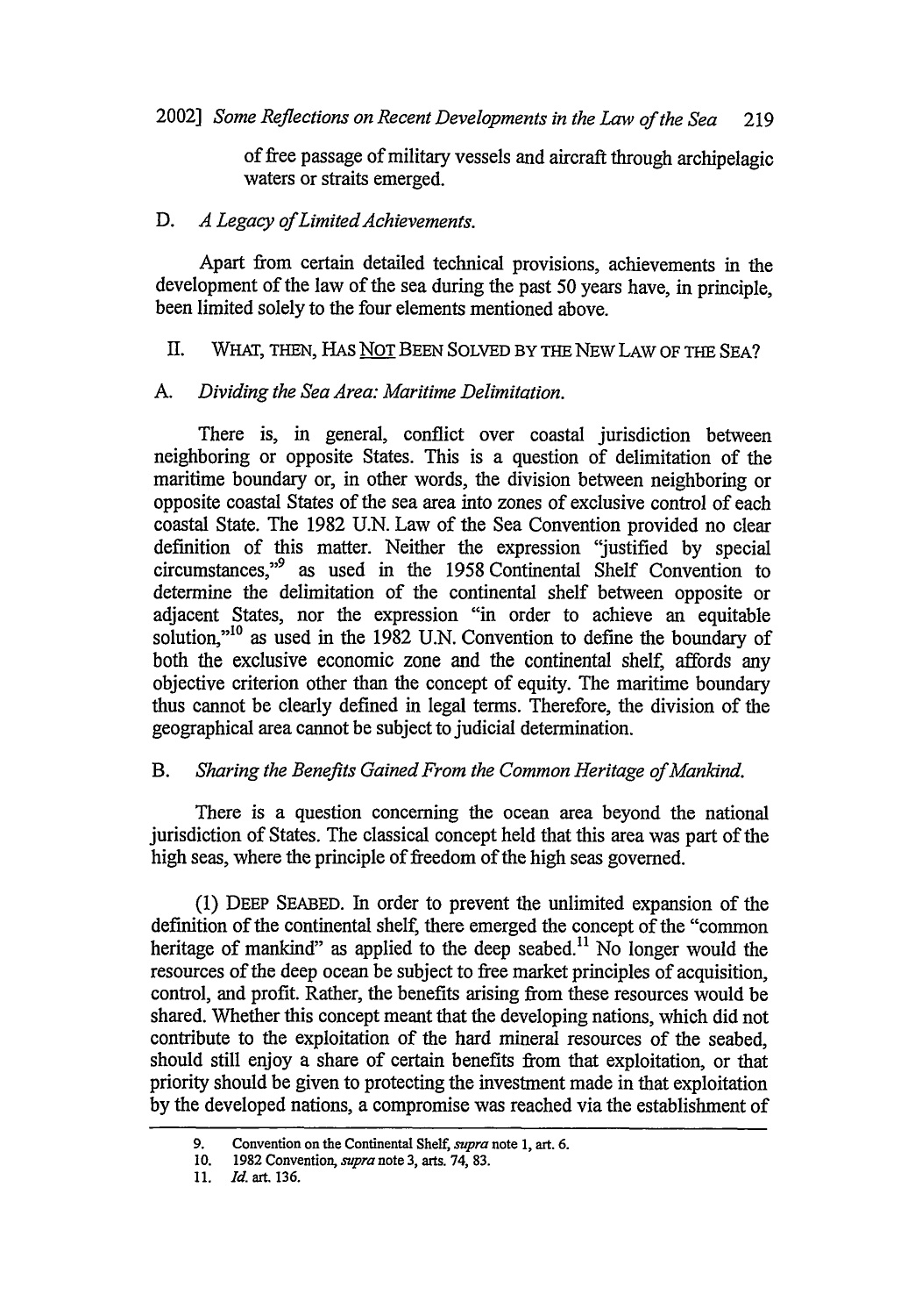of free passage of military vessels and aircraft through archipelagic waters or straits emerged.

### D. *A Legacy of Limited Achievements.*

Apart from certain detailed technical provisions, achievements in the development of the law of the sea during the past 50 years have, in principle, been limited solely to the four elements mentioned above.

## II. WHAT, THEN, HAS NOT BEEN SOLVED BY THE NEW LAW OF THE SEA?

### A. *Dividing the Sea Area: Maritime Delimitation.*

There is, in general, conflict over coastal jurisdiction between neighboring or opposite States. This is a question of delimitation of the maritime boundary or, in other words, the division between neighboring or opposite coastal States of the sea area into zones of exclusive control of each coastal State. The 1982 U.N. Law of the Sea Convention provided no clear definition of this matter. Neither the expression "justified by special circumstances,"[9] as used in the 1958 Continental Shelf Convention to determine the delimitation of the continental shelf between opposite or adjacent States, nor the expression "in order to achieve an equitable solution,"[10] as used in the 1982 U.N. Convention to define the boundary of both the exclusive economic zone and the continental shelf, affords any objective criterion other than the concept of equity. The maritime boundary thus cannot be clearly defined in legal terms. Therefore, the division of the geographical area cannot be subject to judicial determination.

### B. *Sharing the Benefits Gained From the Common Heritage of Mankind.*

There is a question concerning the ocean area beyond the national jurisdiction of States. The classical concept held that this area was part of the high seas, where the principle of freedom of the high seas governed.

(1) DEEP SEABED. In order to prevent the unlimited expansion of the definition of the continental shelf, there emerged the concept of the "common heritage of mankind" as applied to the deep seabed.[11] No longer would the resources of the deep ocean be subject to free market principles of acquisition, control, and profit. Rather, the benefits arising from these resources would be shared. Whether this concept meant that the developing nations, which did not contribute to the exploitation of the hard mineral resources of the seabed, should still enjoy a share of certain benefits from that exploitation, or that priority should be given to protecting the investment made in that exploitation by the developed nations, a compromise was reached via the establishment of

9. Convention on the Continental Shelf, *supra* note 1, art. 6.
10. 1982 Convention, *supra* note 3, arts. 74, 83.
11. *Id.* art. 136.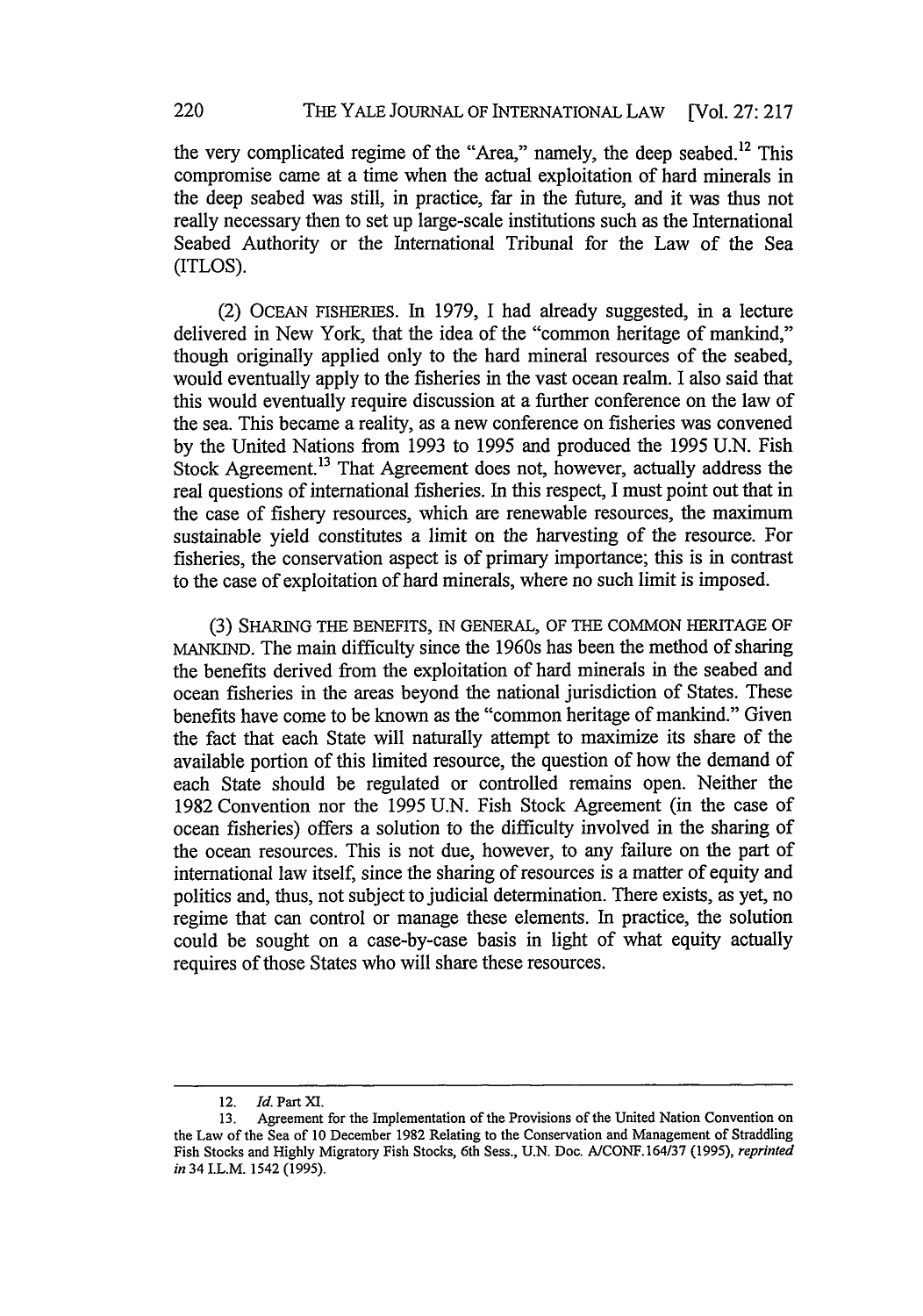the very complicated regime of the "Area," namely, the deep seabed.[12] This compromise came at a time when the actual exploitation of hard minerals in the deep seabed was still, in practice, far in the future, and it was thus not really necessary then to set up large-scale institutions such as the International Seabed Authority or the International Tribunal for the Law of the Sea (ITLOS).

(2) OCEAN FISHERIES. In 1979, I had already suggested, in a lecture delivered in New York, that the idea of the "common heritage of mankind," though originally applied only to the hard mineral resources of the seabed, would eventually apply to the fisheries in the vast ocean realm. I also said that this would eventually require discussion at a further conference on the law of the sea. This became a reality, as a new conference on fisheries was convened by the United Nations from 1993 to 1995 and produced the 1995 U.N. Fish Stock Agreement.[13] That Agreement does not, however, actually address the real questions of international fisheries. In this respect, I must point out that in the case of fishery resources, which are renewable resources, the maximum sustainable yield constitutes a limit on the harvesting of the resource. For fisheries, the conservation aspect is of primary importance; this is in contrast to the case of exploitation of hard minerals, where no such limit is imposed.

(3) SHARING THE BENEFITS, IN GENERAL, OF THE COMMON HERITAGE OF MANKIND. The main difficulty since the 1960s has been the method of sharing the benefits derived from the exploitation of hard minerals in the seabed and ocean fisheries in the areas beyond the national jurisdiction of States. These benefits have come to be known as the "common heritage of mankind." Given the fact that each State will naturally attempt to maximize its share of the available portion of this limited resource, the question of how the demand of each State should be regulated or controlled remains open. Neither the 1982 Convention nor the 1995 U.N. Fish Stock Agreement (in the case of ocean fisheries) offers a solution to the difficulty involved in the sharing of the ocean resources. This is not due, however, to any failure on the part of international law itself, since the sharing of resources is a matter of equity and politics and, thus, not subject to judicial determination. There exists, as yet, no regime that can control or manage these elements. In practice, the solution could be sought on a case-by-case basis in light of what equity actually requires of those States who will share these resources.

---

12. *Id.* Part XI.

13. Agreement for the Implementation of the Provisions of the United Nation Convention on the Law of the Sea of 10 December 1982 Relating to the Conservation and Management of Straddling Fish Stocks and Highly Migratory Fish Stocks, 6th Sess., U.N. Doc. A/CONF.164/37 (1995), *reprinted in* 34 I.L.M. 1542 (1995).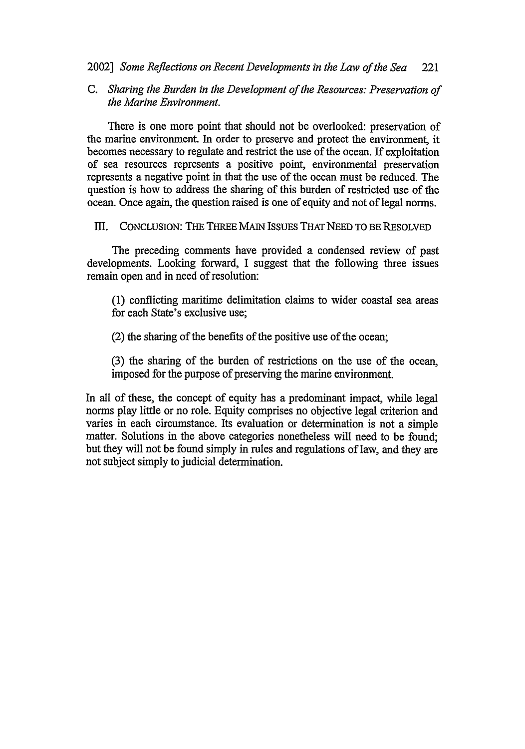### C. *Sharing the Burden in the Development of the Resources: Preservation of the Marine Environment.*

There is one more point that should not be overlooked: preservation of the marine environment. In order to preserve and protect the environment, it becomes necessary to regulate and restrict the use of the ocean. If exploitation of sea resources represents a positive point, environmental preservation represents a negative point in that the use of the ocean must be reduced. The question is how to address the sharing of this burden of restricted use of the ocean. Once again, the question raised is one of equity and not of legal norms.

## III. CONCLUSION: THE THREE MAIN ISSUES THAT NEED TO BE RESOLVED

The preceding comments have provided a condensed review of past developments. Looking forward, I suggest that the following three issues remain open and in need of resolution:

(1) conflicting maritime delimitation claims to wider coastal sea areas for each State's exclusive use;

(2) the sharing of the benefits of the positive use of the ocean;

(3) the sharing of the burden of restrictions on the use of the ocean, imposed for the purpose of preserving the marine environment.

In all of these, the concept of equity has a predominant impact, while legal norms play little or no role. Equity comprises no objective legal criterion and varies in each circumstance. Its evaluation or determination is not a simple matter. Solutions in the above categories nonetheless will need to be found; but they will not be found simply in rules and regulations of law, and they are not subject simply to judicial determination.